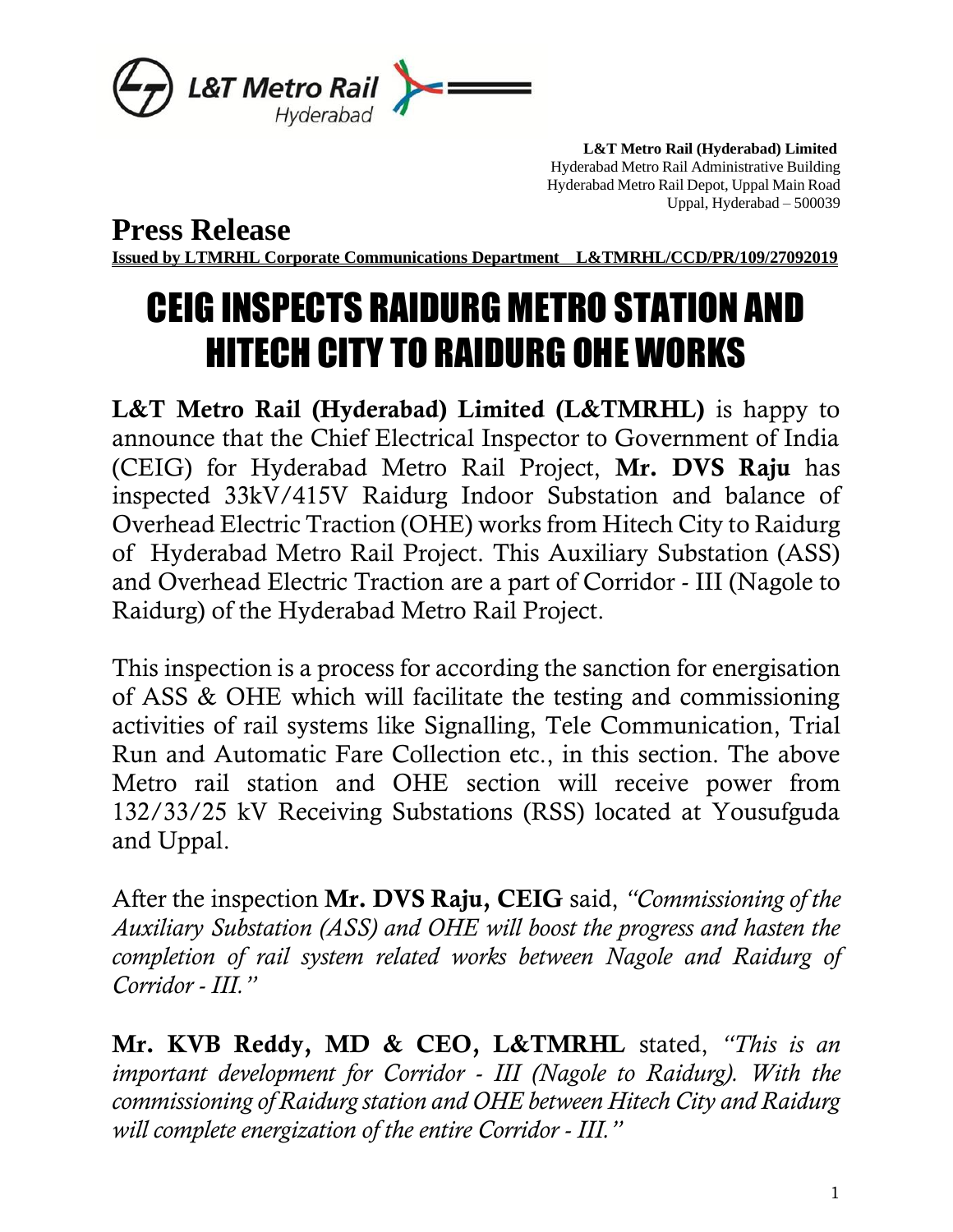L&T Metro Rail Hyderabad

**L&T Metro Rail (Hyderabad) Limited**
Hyderabad Metro Rail Administrative Building
Hyderabad Metro Rail Depot, Uppal Main Road
Uppal, Hyderabad – 500039

## Press Release

**Issued by LTMRHL Corporate Communications Department L&TMRHL/CCD/PR/109/27092019**

# CEIG INSPECTS RAIDURG METRO STATION AND HITECH CITY TO RAIDURG OHE WORKS

**L&T Metro Rail (Hyderabad) Limited (L&TMRHL)** is happy to announce that the Chief Electrical Inspector to Government of India (CEIG) for Hyderabad Metro Rail Project, **Mr. DVS Raju** has inspected 33kV/415V Raidurg Indoor Substation and balance of Overhead Electric Traction (OHE) works from Hitech City to Raidurg of Hyderabad Metro Rail Project. This Auxiliary Substation (ASS) and Overhead Electric Traction are a part of Corridor - III (Nagole to Raidurg) of the Hyderabad Metro Rail Project.

This inspection is a process for according the sanction for energisation of ASS & OHE which will facilitate the testing and commissioning activities of rail systems like Signalling, Tele Communication, Trial Run and Automatic Fare Collection etc., in this section. The above Metro rail station and OHE section will receive power from 132/33/25 kV Receiving Substations (RSS) located at Yousufguda and Uppal.

After the inspection **Mr. DVS Raju, CEIG** said, *"Commissioning of the Auxiliary Substation (ASS) and OHE will boost the progress and hasten the completion of rail system related works between Nagole and Raidurg of Corridor - III."*

**Mr. KVB Reddy, MD & CEO, L&TMRHL** stated, *"This is an important development for Corridor - III (Nagole to Raidurg). With the commissioning of Raidurg station and OHE between Hitech City and Raidurg will complete energization of the entire Corridor - III."*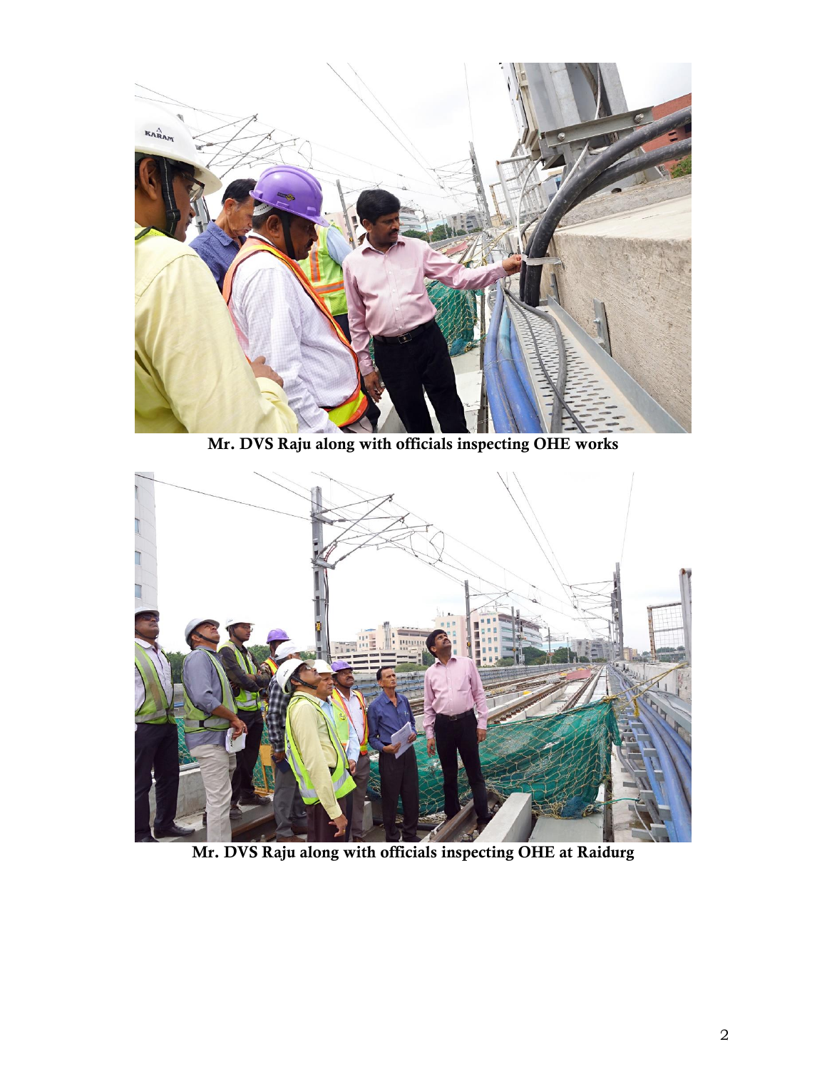Mr. DVS Raju along with officials inspecting OHE works

Mr. DVS Raju along with officials inspecting OHE at Raidurg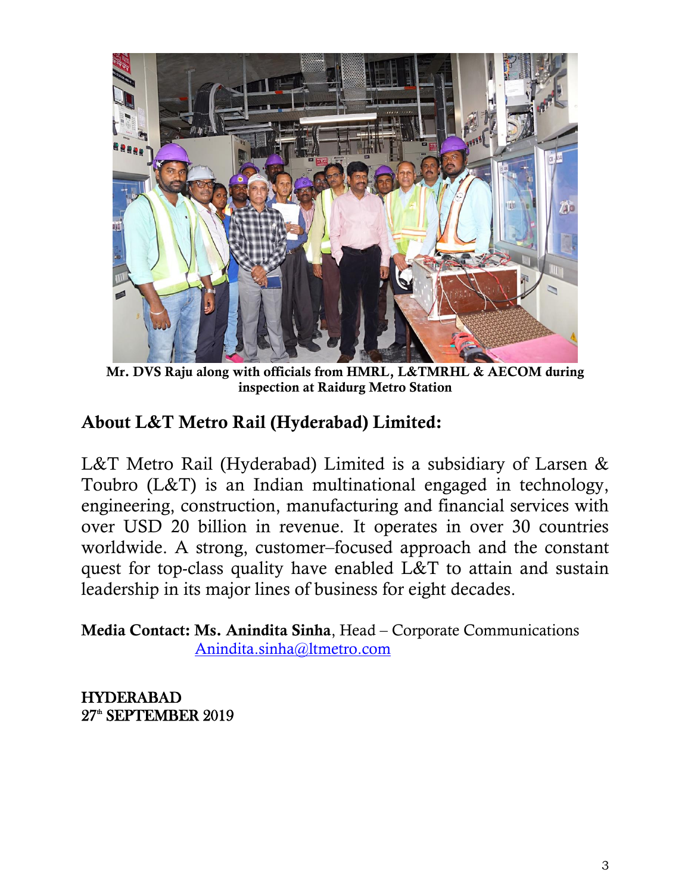**Mr. DVS Raju along with officials from HMRL, L&TMRHL & AECOM during inspection at Raidurg Metro Station**

## About L&T Metro Rail (Hyderabad) Limited:

L&T Metro Rail (Hyderabad) Limited is a subsidiary of Larsen & Toubro (L&T) is an Indian multinational engaged in technology, engineering, construction, manufacturing and financial services with over USD 20 billion in revenue. It operates in over 30 countries worldwide. A strong, customer–focused approach and the constant quest for top-class quality have enabled L&T to attain and sustain leadership in its major lines of business for eight decades.

**Media Contact: Ms. Anindita Sinha**, Head – Corporate Communications
Anindita.sinha@ltmetro.com

**HYDERABAD**
**27th SEPTEMBER 2019**